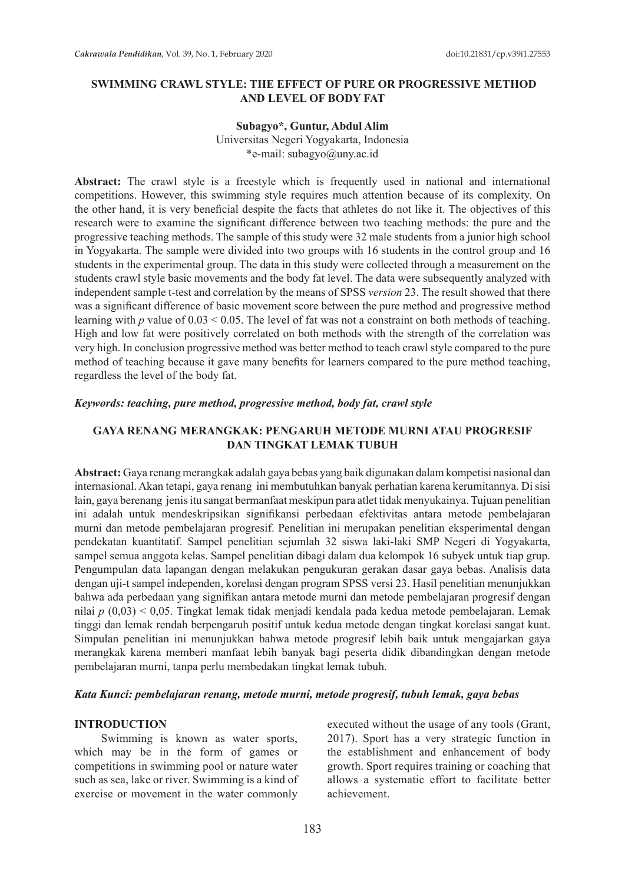# SWIMMING CRAWL STYLE: THE EFFECT OF PURE OR PROGRESSIVE METHOD AND LEVEL OF BODY FAT

**Subagyo\*, Guntur, Abdul Alim**
Universitas Negeri Yogyakarta, Indonesia
\*e-mail: subagyo@uny.ac.id

**Abstract:** The crawl style is a freestyle which is frequently used in national and international competitions. However, this swimming style requires much attention because of its complexity. On the other hand, it is very beneficial despite the facts that athletes do not like it. The objectives of this research were to examine the significant difference between two teaching methods: the pure and the progressive teaching methods. The sample of this study were 32 male students from a junior high school in Yogyakarta. The sample were divided into two groups with 16 students in the control group and 16 students in the experimental group. The data in this study were collected through a measurement on the students crawl style basic movements and the body fat level. The data were subsequently analyzed with independent sample t-test and correlation by the means of SPSS *version* 23. The result showed that there was a significant difference of basic movement score between the pure method and progressive method learning with $p$ value of $0.03 < 0.05$. The level of fat was not a constraint on both methods of teaching. High and low fat were positively correlated on both methods with the strength of the correlation was very high. In conclusion progressive method was better method to teach crawl style compared to the pure method of teaching because it gave many benefits for learners compared to the pure method teaching, regardless the level of the body fat.

***Keywords: teaching, pure method, progressive method, body fat, crawl style***

# GAYA RENANG MERANGKAK: PENGARUH METODE MURNI ATAU PROGRESIF DAN TINGKAT LEMAK TUBUH

**Abstract:** Gaya renang merangkak adalah gaya bebas yang baik digunakan dalam kompetisi nasional dan internasional. Akan tetapi, gaya renang ini membutuhkan banyak perhatian karena kerumitannya. Di sisi lain, gaya berenang jenis itu sangat bermanfaat meskipun para atlet tidak menyukainya. Tujuan penelitian ini adalah untuk mendeskripsikan signifikansi perbedaan efektivitas antara metode pembelajaran murni dan metode pembelajaran progresif. Penelitian ini merupakan penelitian eksperimental dengan pendekatan kuantitatif. Sampel penelitian sejumlah 32 siswa laki-laki SMP Negeri di Yogyakarta, sampel semua anggota kelas. Sampel penelitian dibagi dalam dua kelompok 16 subyek untuk tiap grup. Pengumpulan data lapangan dengan melakukan pengukuran gerakan dasar gaya bebas. Analisis data dengan uji-t sampel independen, korelasi dengan program SPSS versi 23. Hasil penelitian menunjukkan bahwa ada perbedaan yang signifikan antara metode murni dan metode pembelajaran progresif dengan nilai $p$ $(0{,}03) < 0{,}05$. Tingkat lemak tidak menjadi kendala pada kedua metode pembelajaran. Lemak tinggi dan lemak rendah berpengaruh positif untuk kedua metode dengan tingkat korelasi sangat kuat. Simpulan penelitian ini menunjukkan bahwa metode progresif lebih baik untuk mengajarkan gaya merangkak karena memberi manfaat lebih banyak bagi peserta didik dibandingkan dengan metode pembelajaran murni, tanpa perlu membedakan tingkat lemak tubuh.

***Kata Kunci: pembelajaran renang, metode murni, metode progresif, tubuh lemak, gaya bebas***

## INTRODUCTION

Swimming is known as water sports, which may be in the form of games or competitions in swimming pool or nature water such as sea, lake or river. Swimming is a kind of exercise or movement in the water commonly executed without the usage of any tools (Grant, 2017). Sport has a very strategic function in the establishment and enhancement of body growth. Sport requires training or coaching that allows a systematic effort to facilitate better achievement.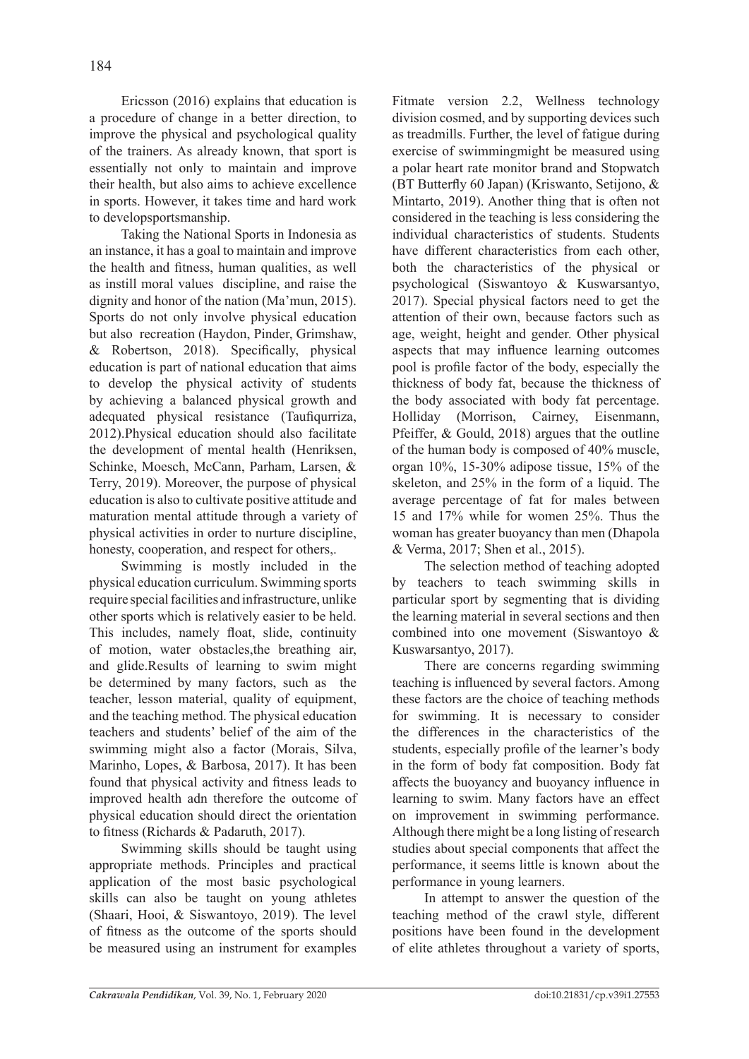Ericsson (2016) explains that education is a procedure of change in a better direction, to improve the physical and psychological quality of the trainers. As already known, that sport is essentially not only to maintain and improve their health, but also aims to achieve excellence in sports. However, it takes time and hard work to developsportsmanship.

Taking the National Sports in Indonesia as an instance, it has a goal to maintain and improve the health and fitness, human qualities, as well as instill moral values discipline, and raise the dignity and honor of the nation (Ma'mun, 2015). Sports do not only involve physical education but also recreation (Haydon, Pinder, Grimshaw, & Robertson, 2018). Specifically, physical education is part of national education that aims to develop the physical activity of students by achieving a balanced physical growth and adequated physical resistance (Taufiqurriza, 2012).Physical education should also facilitate the development of mental health (Henriksen, Schinke, Moesch, McCann, Parham, Larsen, & Terry, 2019). Moreover, the purpose of physical education is also to cultivate positive attitude and maturation mental attitude through a variety of physical activities in order to nurture discipline, honesty, cooperation, and respect for others,.

Swimming is mostly included in the physical education curriculum. Swimming sports require special facilities and infrastructure, unlike other sports which is relatively easier to be held. This includes, namely float, slide, continuity of motion, water obstacles,the breathing air, and glide.Results of learning to swim might be determined by many factors, such as the teacher, lesson material, quality of equipment, and the teaching method. The physical education teachers and students' belief of the aim of the swimming might also a factor (Morais, Silva, Marinho, Lopes, & Barbosa, 2017). It has been found that physical activity and fitness leads to improved health adn therefore the outcome of physical education should direct the orientation to fitness (Richards & Padaruth, 2017).

Swimming skills should be taught using appropriate methods. Principles and practical application of the most basic psychological skills can also be taught on young athletes (Shaari, Hooi, & Siswantoyo, 2019). The level of fitness as the outcome of the sports should be measured using an instrument for examples Fitmate version 2.2, Wellness technology division cosmed, and by supporting devices such as treadmills. Further, the level of fatigue during exercise of swimmingmight be measured using a polar heart rate monitor brand and Stopwatch (BT Butterfly 60 Japan) (Kriswanto, Setijono, & Mintarto, 2019). Another thing that is often not considered in the teaching is less considering the individual characteristics of students. Students have different characteristics from each other, both the characteristics of the physical or psychological (Siswantoyo & Kuswarsantyo, 2017). Special physical factors need to get the attention of their own, because factors such as age, weight, height and gender. Other physical aspects that may influence learning outcomes pool is profile factor of the body, especially the thickness of body fat, because the thickness of the body associated with body fat percentage. Holliday (Morrison, Cairney, Eisenmann, Pfeiffer, & Gould, 2018) argues that the outline of the human body is composed of 40% muscle, organ 10%, 15-30% adipose tissue, 15% of the skeleton, and 25% in the form of a liquid. The average percentage of fat for males between 15 and 17% while for women 25%. Thus the woman has greater buoyancy than men (Dhapola & Verma, 2017; Shen et al., 2015).

The selection method of teaching adopted by teachers to teach swimming skills in particular sport by segmenting that is dividing the learning material in several sections and then combined into one movement (Siswantoyo & Kuswarsantyo, 2017).

There are concerns regarding swimming teaching is influenced by several factors. Among these factors are the choice of teaching methods for swimming. It is necessary to consider the differences in the characteristics of the students, especially profile of the learner's body in the form of body fat composition. Body fat affects the buoyancy and buoyancy influence in learning to swim. Many factors have an effect on improvement in swimming performance. Although there might be a long listing of research studies about special components that affect the performance, it seems little is known about the performance in young learners.

In attempt to answer the question of the teaching method of the crawl style, different positions have been found in the development of elite athletes throughout a variety of sports,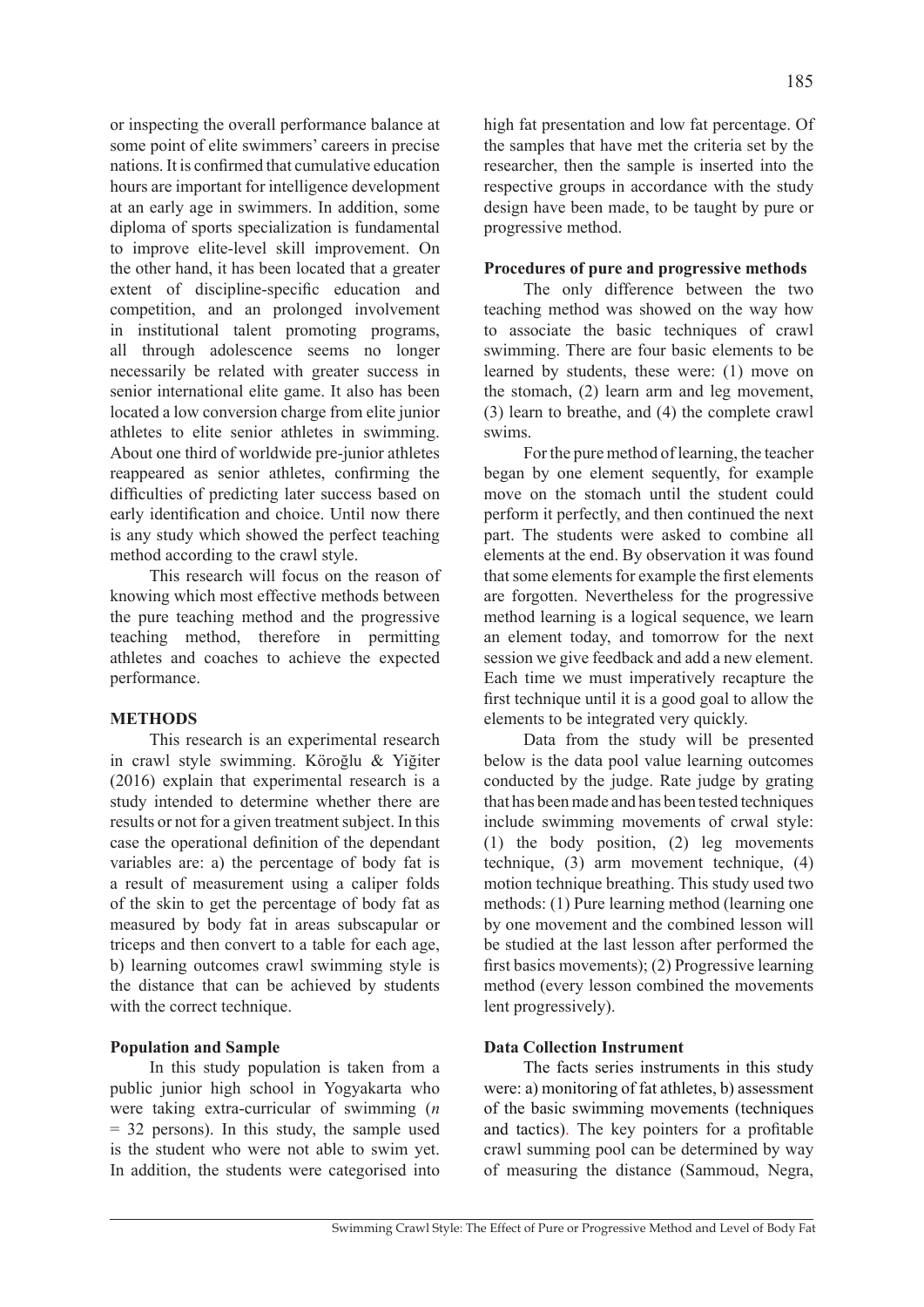or inspecting the overall performance balance at some point of elite swimmers' careers in precise nations. It is confirmed that cumulative education hours are important for intelligence development at an early age in swimmers. In addition, some diploma of sports specialization is fundamental to improve elite-level skill improvement. On the other hand, it has been located that a greater extent of discipline-specific education and competition, and an prolonged involvement in institutional talent promoting programs, all through adolescence seems no longer necessarily be related with greater success in senior international elite game. It also has been located a low conversion charge from elite junior athletes to elite senior athletes in swimming. About one third of worldwide pre-junior athletes reappeared as senior athletes, confirming the difficulties of predicting later success based on early identification and choice. Until now there is any study which showed the perfect teaching method according to the crawl style.

This research will focus on the reason of knowing which most effective methods between the pure teaching method and the progressive teaching method, therefore in permitting athletes and coaches to achieve the expected performance.

## METHODS

This research is an experimental research in crawl style swimming. Köroğlu & Yiğiter (2016) explain that experimental research is a study intended to determine whether there are results or not for a given treatment subject. In this case the operational definition of the dependant variables are: a) the percentage of body fat is a result of measurement using a caliper folds of the skin to get the percentage of body fat as measured by body fat in areas subscapular or triceps and then convert to a table for each age, b) learning outcomes crawl swimming style is the distance that can be achieved by students with the correct technique.

### Population and Sample

In this study population is taken from a public junior high school in Yogyakarta who were taking extra-curricular of swimming ($n$ = 32 persons). In this study, the sample used is the student who were not able to swim yet. In addition, the students were categorised into high fat presentation and low fat percentage. Of the samples that have met the criteria set by the researcher, then the sample is inserted into the respective groups in accordance with the study design have been made, to be taught by pure or progressive method.

### Procedures of pure and progressive methods

The only difference between the two teaching method was showed on the way how to associate the basic techniques of crawl swimming. There are four basic elements to be learned by students, these were: (1) move on the stomach, (2) learn arm and leg movement, (3) learn to breathe, and (4) the complete crawl swims.

For the pure method of learning, the teacher began by one element sequently, for example move on the stomach until the student could perform it perfectly, and then continued the next part. The students were asked to combine all elements at the end. By observation it was found that some elements for example the first elements are forgotten. Nevertheless for the progressive method learning is a logical sequence, we learn an element today, and tomorrow for the next session we give feedback and add a new element. Each time we must imperatively recapture the first technique until it is a good goal to allow the elements to be integrated very quickly.

Data from the study will be presented below is the data pool value learning outcomes conducted by the judge. Rate judge by grating that has been made and has been tested techniques include swimming movements of crwal style: (1) the body position, (2) leg movements technique, (3) arm movement technique, (4) motion technique breathing. This study used two methods: (1) Pure learning method (learning one by one movement and the combined lesson will be studied at the last lesson after performed the first basics movements); (2) Progressive learning method (every lesson combined the movements lent progressively).

### Data Collection Instrument

The facts series instruments in this study were: a) monitoring of fat athletes, b) assessment of the basic swimming movements (techniques and tactics). The key pointers for a profitable crawl summing pool can be determined by way of measuring the distance (Sammoud, Negra,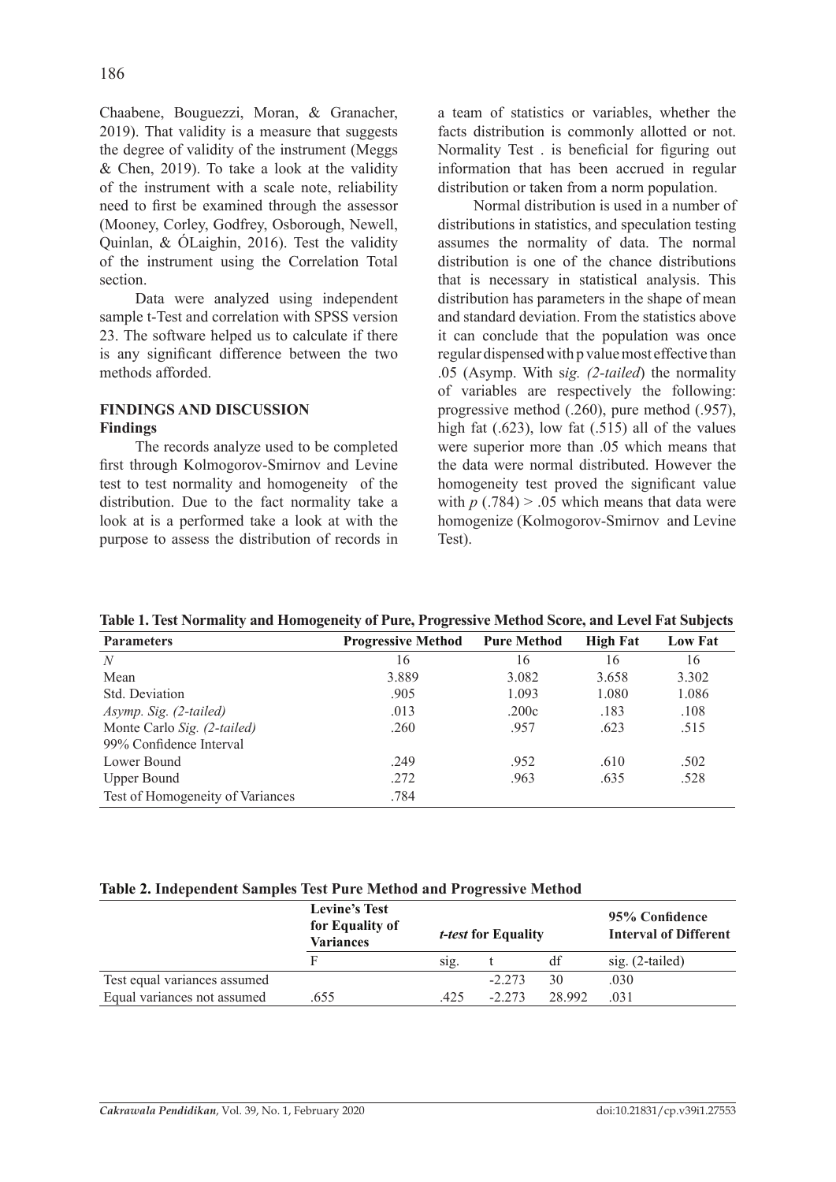Chaabene, Bouguezzi, Moran, & Granacher, 2019). That validity is a measure that suggests the degree of validity of the instrument (Meggs & Chen, 2019). To take a look at the validity of the instrument with a scale note, reliability need to first be examined through the assessor (Mooney, Corley, Godfrey, Osborough, Newell, Quinlan, & ÓLaighin, 2016). Test the validity of the instrument using the Correlation Total section.

Data were analyzed using independent sample t-Test and correlation with SPSS version 23. The software helped us to calculate if there is any significant difference between the two methods afforded.

## FINDINGS AND DISCUSSION

### Findings

The records analyze used to be completed first through Kolmogorov-Smirnov and Levine test to test normality and homogeneity of the distribution. Due to the fact normality take a look at is a performed take a look at with the purpose to assess the distribution of records in a team of statistics or variables, whether the facts distribution is commonly allotted or not. Normality Test . is beneficial for figuring out information that has been accrued in regular distribution or taken from a norm population.

Normal distribution is used in a number of distributions in statistics, and speculation testing assumes the normality of data. The normal distribution is one of the chance distributions that is necessary in statistical analysis. This distribution has parameters in the shape of mean and standard deviation. From the statistics above it can conclude that the population was once regular dispensed with p value most effective than .05 (Asymp. With s*ig. (2-tailed*) the normality of variables are respectively the following: progressive method (.260), pure method (.957), high fat (.623), low fat (.515) all of the values were superior more than .05 which means that the data were normal distributed. However the homogeneity test proved the significant value with $p$ (.784) > .05 which means that data were homogenize (Kolmogorov-Smirnov and Levine Test).

**Table 1. Test Normality and Homogeneity of Pure, Progressive Method Score, and Level Fat Subjects**

| Parameters | Progressive Method | Pure Method | High Fat | Low Fat |
|---|---|---|---|---|
| *N* | 16 | 16 | 16 | 16 |
| Mean | 3.889 | 3.082 | 3.658 | 3.302 |
| Std. Deviation | .905 | 1.093 | 1.080 | 1.086 |
| *Asymp. Sig. (2-tailed)* | .013 | .200c | .183 | .108 |
| Monte Carlo *Sig. (2-tailed)* | .260 | .957 | .623 | .515 |
| 99% Confidence Interval | | | | |
| Lower Bound | .249 | .952 | .610 | .502 |
| Upper Bound | .272 | .963 | .635 | .528 |
| Test of Homogeneity of Variances | .784 | | | |

**Table 2. Independent Samples Test Pure Method and Progressive Method**

| | Levine's Test for Equality of Variances | *t-test* for Equality | | | 95% Confidence Interval of Different |
|---|---|---|---|---|---|
| | F | sig. | t | df | sig. (2-tailed) |
| Test equal variances assumed | | | -2.273 | 30 | .030 |
| Equal variances not assumed | .655 | .425 | -2.273 | 28.992 | .031 |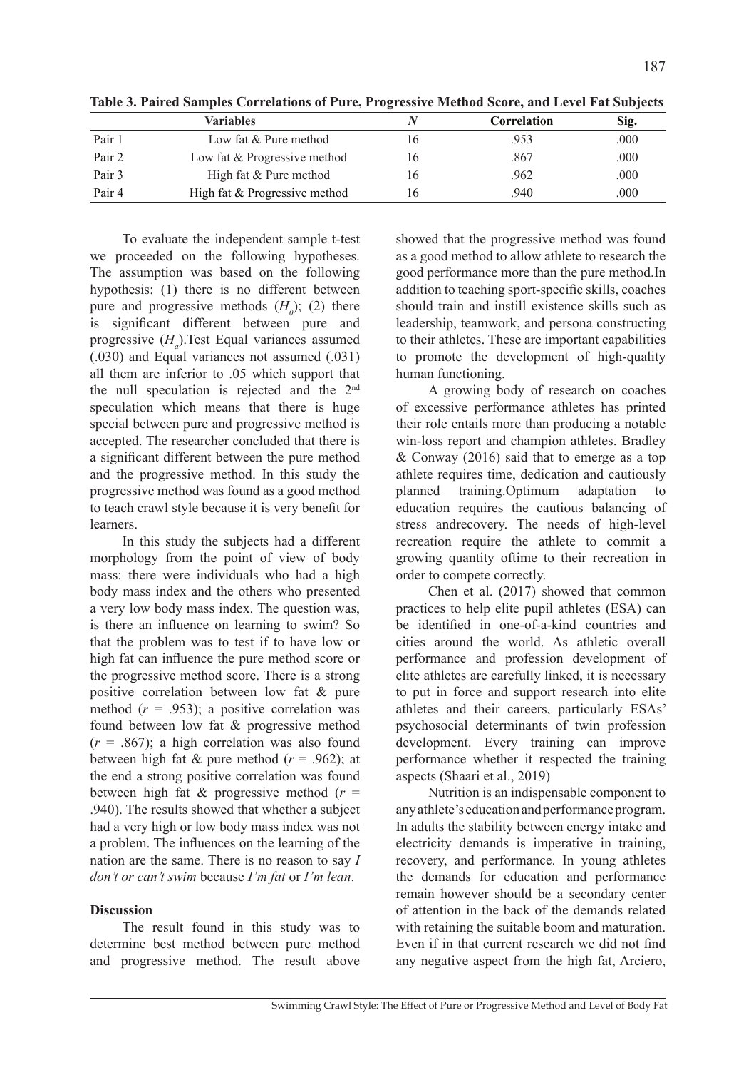**Table 3. Paired Samples Correlations of Pure, Progressive Method Score, and Level Fat Subjects**

| | Variables | *N* | Correlation | Sig. |
|---|---|---|---|---|
| Pair 1 | Low fat & Pure method | 16 | .953 | .000 |
| Pair 2 | Low fat & Progressive method | 16 | .867 | .000 |
| Pair 3 | High fat & Pure method | 16 | .962 | .000 |
| Pair 4 | High fat & Progressive method | 16 | .940 | .000 |

To evaluate the independent sample t-test we proceeded on the following hypotheses. The assumption was based on the following hypothesis: (1) there is no different between pure and progressive methods ($H_0$); (2) there is significant different between pure and progressive ($H_a$).Test Equal variances assumed (.030) and Equal variances not assumed (.031) all them are inferior to .05 which support that the null speculation is rejected and the 2nd speculation which means that there is huge special between pure and progressive method is accepted. The researcher concluded that there is a significant different between the pure method and the progressive method. In this study the progressive method was found as a good method to teach crawl style because it is very benefit for learners.

In this study the subjects had a different morphology from the point of view of body mass: there were individuals who had a high body mass index and the others who presented a very low body mass index. The question was, is there an influence on learning to swim? So that the problem was to test if to have low or high fat can influence the pure method score or the progressive method score. There is a strong positive correlation between low fat & pure method ($r$ = .953); a positive correlation was found between low fat & progressive method ($r$ = .867); a high correlation was also found between high fat & pure method ($r$ = .962); at the end a strong positive correlation was found between high fat & progressive method ($r$ = .940). The results showed that whether a subject had a very high or low body mass index was not a problem. The influences on the learning of the nation are the same. There is no reason to say *I don't or can't swim* because *I'm fat* or *I'm lean*.

**Discussion**

The result found in this study was to determine best method between pure method and progressive method. The result above showed that the progressive method was found as a good method to allow athlete to research the good performance more than the pure method.In addition to teaching sport-specific skills, coaches should train and instill existence skills such as leadership, teamwork, and persona constructing to their athletes. These are important capabilities to promote the development of high-quality human functioning.

A growing body of research on coaches of excessive performance athletes has printed their role entails more than producing a notable win-loss report and champion athletes. Bradley & Conway (2016) said that to emerge as a top athlete requires time, dedication and cautiously planned training.Optimum adaptation to education requires the cautious balancing of stress andrecovery. The needs of high-level recreation require the athlete to commit a growing quantity oftime to their recreation in order to compete correctly.

Chen et al. (2017) showed that common practices to help elite pupil athletes (ESA) can be identified in one-of-a-kind countries and cities around the world. As athletic overall performance and profession development of elite athletes are carefully linked, it is necessary to put in force and support research into elite athletes and their careers, particularly ESAs' psychosocial determinants of twin profession development. Every training can improve performance whether it respected the training aspects (Shaari et al., 2019)

Nutrition is an indispensable component to any athlete's education and performance program. In adults the stability between energy intake and electricity demands is imperative in training, recovery, and performance. In young athletes the demands for education and performance remain however should be a secondary center of attention in the back of the demands related with retaining the suitable boom and maturation. Even if in that current research we did not find any negative aspect from the high fat, Arciero,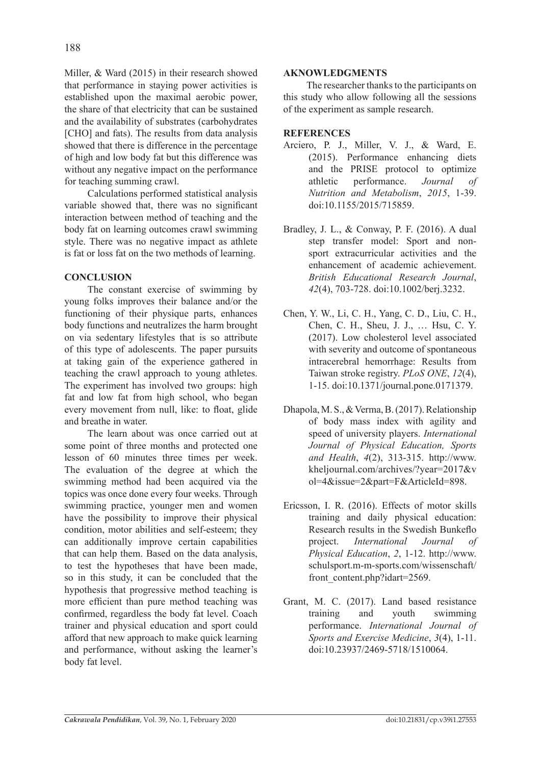Miller, & Ward (2015) in their research showed that performance in staying power activities is established upon the maximal aerobic power, the share of that electricity that can be sustained and the availability of substrates (carbohydrates [CHO] and fats). The results from data analysis showed that there is difference in the percentage of high and low body fat but this difference was without any negative impact on the performance for teaching summing crawl.

Calculations performed statistical analysis variable showed that, there was no significant interaction between method of teaching and the body fat on learning outcomes crawl swimming style. There was no negative impact as athlete is fat or loss fat on the two methods of learning.

## CONCLUSION

The constant exercise of swimming by young folks improves their balance and/or the functioning of their physique parts, enhances body functions and neutralizes the harm brought on via sedentary lifestyles that is so attribute of this type of adolescents. The paper pursuits at taking gain of the experience gathered in teaching the crawl approach to young athletes. The experiment has involved two groups: high fat and low fat from high school, who began every movement from null, like: to float, glide and breathe in water.

The learn about was once carried out at some point of three months and protected one lesson of 60 minutes three times per week. The evaluation of the degree at which the swimming method had been acquired via the topics was once done every four weeks. Through swimming practice, younger men and women have the possibility to improve their physical condition, motor abilities and self-esteem; they can additionally improve certain capabilities that can help them. Based on the data analysis, to test the hypotheses that have been made, so in this study, it can be concluded that the hypothesis that progressive method teaching is more efficient than pure method teaching was confirmed, regardless the body fat level. Coach trainer and physical education and sport could afford that new approach to make quick learning and performance, without asking the learner's body fat level.

## AKNOWLEDGMENTS

The researcher thanks to the participants on this study who allow following all the sessions of the experiment as sample research.

## REFERENCES

Arciero, P. J., Miller, V. J., & Ward, E. (2015). Performance enhancing diets and the PRISE protocol to optimize athletic performance. *Journal of Nutrition and Metabolism*, *2015*, 1-39. doi:10.1155/2015/715859.

Bradley, J. L., & Conway, P. F. (2016). A dual step transfer model: Sport and non-sport extracurricular activities and the enhancement of academic achievement. *British Educational Research Journal*, *42*(4), 703-728. doi:10.1002/berj.3232.

Chen, Y. W., Li, C. H., Yang, C. D., Liu, C. H., Chen, C. H., Sheu, J. J., … Hsu, C. Y. (2017). Low cholesterol level associated with severity and outcome of spontaneous intracerebral hemorrhage: Results from Taiwan stroke registry. *PLoS ONE*, *12*(4), 1-15. doi:10.1371/journal.pone.0171379.

Dhapola, M. S., & Verma, B. (2017). Relationship of body mass index with agility and speed of university players. *International Journal of Physical Education, Sports and Health*, *4*(2), 313-315. http://www.kheljournal.com/archives/?year=2017&vol=4&issue=2&part=F&ArticleId=898.

Ericsson, I. R. (2016). Effects of motor skills training and daily physical education: Research results in the Swedish Bunkeflo project. *International Journal of Physical Education*, *2*, 1-12. http://www.schulsport.m-m-sports.com/wissenschaft/front_content.php?idart=2569.

Grant, M. C. (2017). Land based resistance training and youth swimming performance. *International Journal of Sports and Exercise Medicine*, *3*(4), 1-11. doi:10.23937/2469-5718/1510064.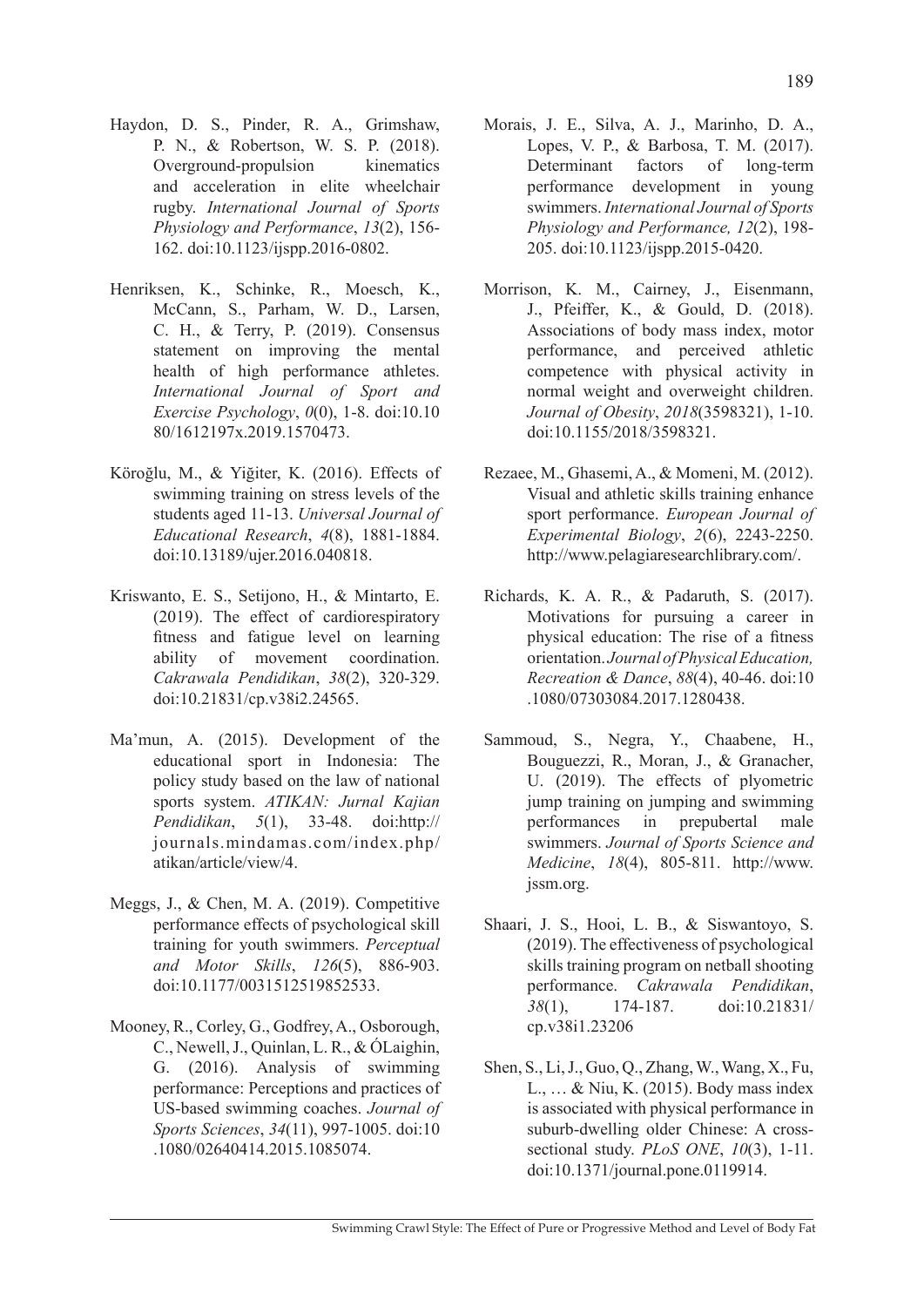Haydon, D. S., Pinder, R. A., Grimshaw, P. N., & Robertson, W. S. P. (2018). Overground-propulsion kinematics and acceleration in elite wheelchair rugby. *International Journal of Sports Physiology and Performance*, *13*(2), 156-162. doi:10.1123/ijspp.2016-0802.

Henriksen, K., Schinke, R., Moesch, K., McCann, S., Parham, W. D., Larsen, C. H., & Terry, P. (2019). Consensus statement on improving the mental health of high performance athletes. *International Journal of Sport and Exercise Psychology*, *0*(0), 1-8. doi:10.1080/1612197x.2019.1570473.

Köroğlu, M., & Yiğiter, K. (2016). Effects of swimming training on stress levels of the students aged 11-13. *Universal Journal of Educational Research*, *4*(8), 1881-1884. doi:10.13189/ujer.2016.040818.

Kriswanto, E. S., Setijono, H., & Mintarto, E. (2019). The effect of cardiorespiratory fitness and fatigue level on learning ability of movement coordination. *Cakrawala Pendidikan*, *38*(2), 320-329. doi:10.21831/cp.v38i2.24565.

Ma'mun, A. (2015). Development of the educational sport in Indonesia: The policy study based on the law of national sports system. *ATIKAN: Jurnal Kajian Pendidikan*, *5*(1), 33-48. doi:http://journals.mindamas.com/index.php/atikan/article/view/4.

Meggs, J., & Chen, M. A. (2019). Competitive performance effects of psychological skill training for youth swimmers. *Perceptual and Motor Skills*, *126*(5), 886-903. doi:10.1177/0031512519852533.

Mooney, R., Corley, G., Godfrey, A., Osborough, C., Newell, J., Quinlan, L. R., & ÓLaighin, G. (2016). Analysis of swimming performance: Perceptions and practices of US-based swimming coaches. *Journal of Sports Sciences*, *34*(11), 997-1005. doi:10.1080/02640414.2015.1085074.

Morais, J. E., Silva, A. J., Marinho, D. A., Lopes, V. P., & Barbosa, T. M. (2017). Determinant factors of long-term performance development in young swimmers. *International Journal of Sports Physiology and Performance, 12*(2), 198-205. doi:10.1123/ijspp.2015-0420.

Morrison, K. M., Cairney, J., Eisenmann, J., Pfeiffer, K., & Gould, D. (2018). Associations of body mass index, motor performance, and perceived athletic competence with physical activity in normal weight and overweight children. *Journal of Obesity*, *2018*(3598321), 1-10. doi:10.1155/2018/3598321.

Rezaee, M., Ghasemi, A., & Momeni, M. (2012). Visual and athletic skills training enhance sport performance. *European Journal of Experimental Biology*, *2*(6), 2243-2250. http://www.pelagiaresearchlibrary.com/.

Richards, K. A. R., & Padaruth, S. (2017). Motivations for pursuing a career in physical education: The rise of a fitness orientation. *Journal of Physical Education, Recreation & Dance*, *88*(4), 40-46. doi:10.1080/07303084.2017.1280438.

Sammoud, S., Negra, Y., Chaabene, H., Bouguezzi, R., Moran, J., & Granacher, U. (2019). The effects of plyometric jump training on jumping and swimming performances in prepubertal male swimmers. *Journal of Sports Science and Medicine*, *18*(4), 805-811. http://www.jssm.org.

Shaari, J. S., Hooi, L. B., & Siswantoyo, S. (2019). The effectiveness of psychological skills training program on netball shooting performance. *Cakrawala Pendidikan*, *38*(1), 174-187. doi:10.21831/cp.v38i1.23206

Shen, S., Li, J., Guo, Q., Zhang, W., Wang, X., Fu, L., … & Niu, K. (2015). Body mass index is associated with physical performance in suburb-dwelling older Chinese: A cross-sectional study. *PLoS ONE*, *10*(3), 1-11. doi:10.1371/journal.pone.0119914.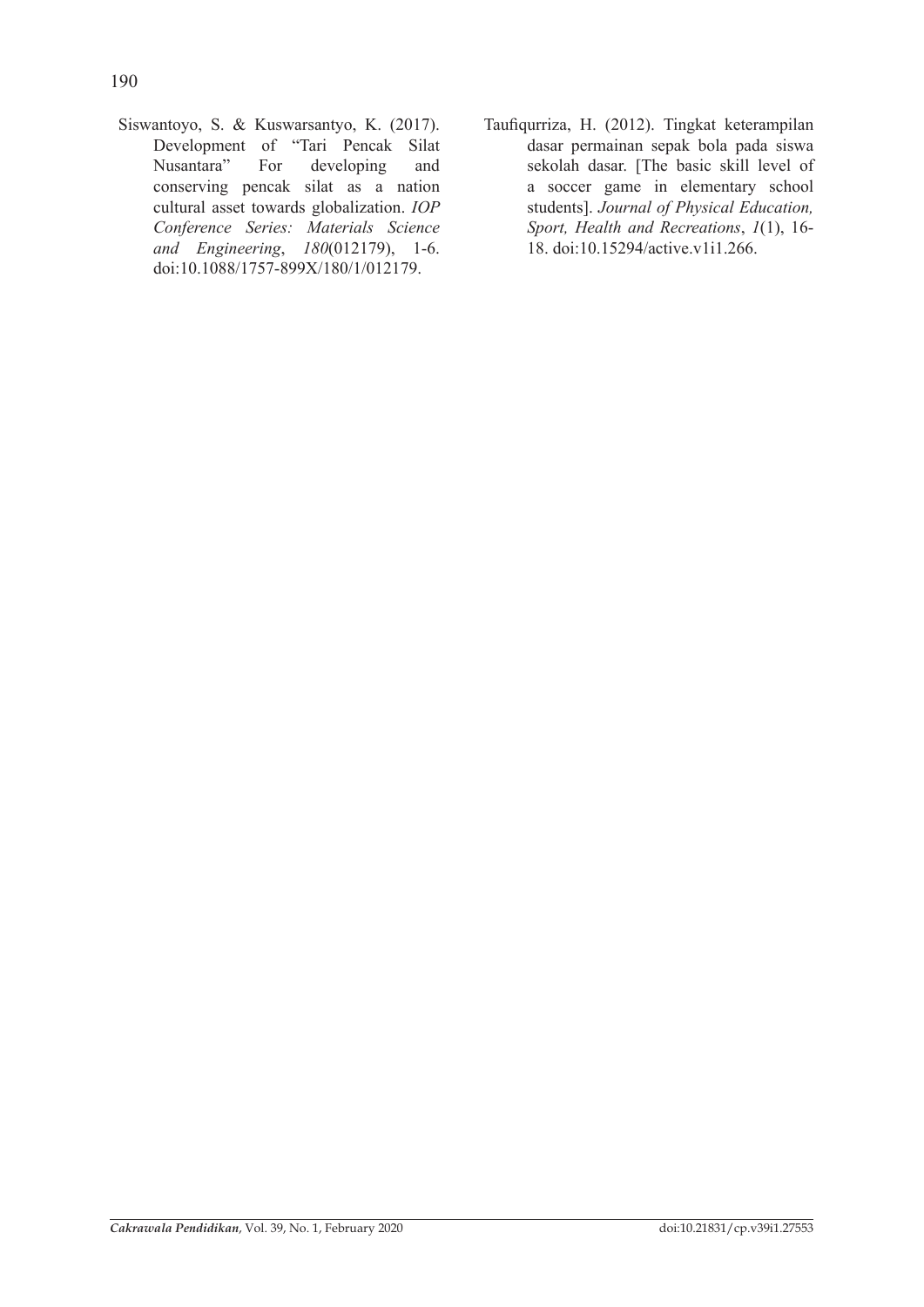Siswantoyo, S. & Kuswarsantyo, K. (2017). Development of "Tari Pencak Silat Nusantara" For developing and conserving pencak silat as a nation cultural asset towards globalization. *IOP Conference Series: Materials Science and Engineering*, *180*(012179), 1-6. doi:10.1088/1757-899X/180/1/012179.

Taufiqurriza, H. (2012). Tingkat keterampilan dasar permainan sepak bola pada siswa sekolah dasar. [The basic skill level of a soccer game in elementary school students]. *Journal of Physical Education, Sport, Health and Recreations*, *1*(1), 16-18. doi:10.15294/active.v1i1.266.